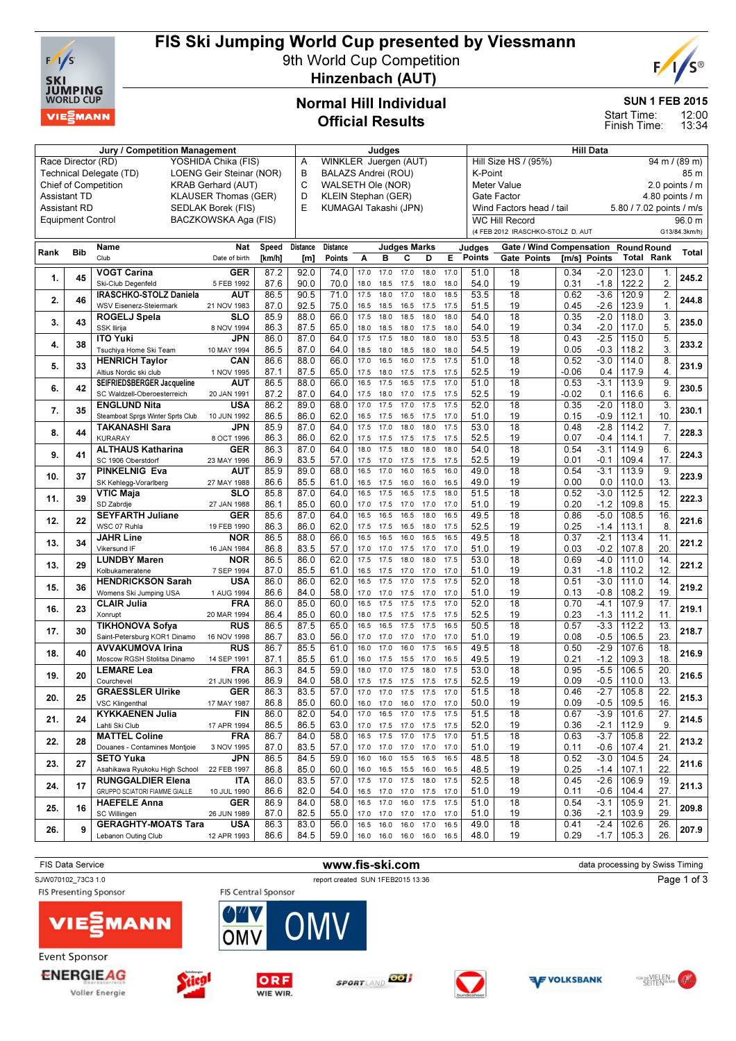# FIS Ski Jumping World Cup presented by Viessmann

## 9th World Cup Competition

## Hinzenbach (AUT)

## Normal Hill Individual
## Official Results

SUN 1 FEB 2015
Start Time: 12:00
Finish Time: 13:34

| Jury / Competition Management | |
|---|---|
| Race Director (RD) | YOSHIDA Chika (FIS) |
| Technical Delegate (TD) | LOENG Geir Steinar (NOR) |
| Chief of Competition | KRAB Gerhard (AUT) |
| Assistant TD | KLAUSER Thomas (GER) |
| Assistant RD | SEDLAK Borek (FIS) |
| Equipment Control | BACZKOWSKA Aga (FIS) |

| Judges | |
|---|---|
| A | WINKLER Juergen (AUT) |
| B | BALAZS Andrei (ROU) |
| C | WALSETH Ole (NOR) |
| D | KLEIN Stephan (GER) |
| E | KUMAGAI Takashi (JPN) |

| Hill Data | |
|---|---|
| Hill Size HS / (95%) | 94 m / (89 m) |
| K-Point | 85 m |
| Meter Value | 2.0 points / m |
| Gate Factor | 4.80 points / m |
| Wind Factors head / tail | 5.80 / 7.02 points / m/s |
| WC Hill Record | 96.0 m |
| (4 FEB 2012 IRASCHKO-STOLZ D. AUT | G13/84.3km/h) |

| Rank | Bib | Name / Club | Nat / Date of birth | Speed [km/h] | Distance [m] | Distance Points | A | B | C | D | E | Judges Points | Gate | Gate Points | Wind [m/s] | Wind Points | Round Total | Round Rank | Total |
|---|---|---|---|---|---|---|---|---|---|---|---|---|---|---|---|---|---|---|---|
| 1. | 45 | VOGT Carina | GER | 87.2 | 92.0 | 74.0 | 17.0 | 17.0 | 17.0 | 18.0 | 17.0 | 51.0 | 18 | | 0.34 | -2.0 | 123.0 | 1. | 245.2 |
| | | Ski-Club Degenfeld | 5 FEB 1992 | 87.6 | 90.0 | 70.0 | 18.0 | 18.5 | 17.5 | 18.0 | 18.0 | 54.0 | 19 | | 0.31 | -1.8 | 122.2 | 2. | |
| 2. | 46 | IRASCHKO-STOLZ Daniela | AUT | 86.5 | 90.5 | 71.0 | 17.5 | 18.0 | 17.0 | 18.0 | 18.5 | 53.5 | 18 | | 0.62 | -3.6 | 120.9 | 2. | 244.8 |
| | | WSV Eisenerz-Steiermark | 21 NOV 1983 | 87.0 | 92.5 | 75.0 | 16.5 | 18.5 | 16.5 | 17.5 | 17.5 | 51.5 | 19 | | 0.45 | -2.6 | 123.9 | 1. | |
| 3. | 43 | ROGELJ Spela | SLO | 85.9 | 88.0 | 66.0 | 17.5 | 18.0 | 18.5 | 18.0 | 18.0 | 54.0 | 18 | | 0.35 | -2.0 | 118.0 | 3. | 235.0 |
| | | SSK Ilirija | 8 NOV 1994 | 86.3 | 87.5 | 65.0 | 18.0 | 18.5 | 18.0 | 17.5 | 18.0 | 54.0 | 19 | | 0.34 | -2.0 | 117.0 | 5. | |
| 4. | 38 | ITO Yuki | JPN | 86.0 | 87.0 | 64.0 | 17.5 | 17.5 | 18.0 | 18.0 | 18.0 | 53.5 | 18 | | 0.43 | -2.5 | 115.0 | 5. | 233.2 |
| | | Tsuchiya Home Ski Team | 10 MAY 1994 | 86.5 | 87.0 | 64.0 | 18.5 | 18.0 | 18.5 | 18.0 | 18.0 | 54.5 | 19 | | 0.05 | -0.3 | 118.2 | 3. | |
| 5. | 33 | HENRICH Taylor | CAN | 86.6 | 88.0 | 66.0 | 17.0 | 16.5 | 16.0 | 17.5 | 17.5 | 51.0 | 18 | | 0.52 | -3.0 | 114.0 | 8. | 231.9 |
| | | Altius Nordic ski club | 1 NOV 1995 | 87.1 | 87.5 | 65.0 | 17.5 | 18.0 | 17.5 | 17.5 | 17.5 | 52.5 | 19 | | -0.06 | 0.4 | 117.9 | 4. | |
| 6. | 42 | SEIFRIEDSBERGER Jacqueline | AUT | 86.5 | 88.0 | 66.0 | 16.5 | 17.5 | 16.5 | 17.5 | 17.0 | 51.0 | 18 | | 0.53 | -3.1 | 113.9 | 9. | 230.5 |
| | | SC Waldzell-Oberoesterreich | 20 JAN 1991 | 87.2 | 87.0 | 64.0 | 17.5 | 18.0 | 17.0 | 17.5 | 17.5 | 52.5 | 19 | | -0.02 | 0.1 | 116.6 | 6. | |
| 7. | 35 | ENGLUND Nita | USA | 86.2 | 89.0 | 68.0 | 17.0 | 17.5 | 17.0 | 17.5 | 17.5 | 52.0 | 18 | | 0.35 | -2.0 | 118.0 | 3. | 230.1 |
| | | Steamboat Sprgs Winter Sprts Club | 10 JUN 1992 | 86.5 | 86.0 | 62.0 | 16.5 | 17.0 | 16.5 | 17.5 | 17.5 | 51.0 | 19 | | 0.15 | -0.9 | 112.1 | 10. | |
| 8. | 44 | TAKANASHI Sara | JPN | 85.9 | 87.0 | 64.0 | 17.5 | 17.0 | 18.0 | 18.0 | 17.5 | 53.0 | 18 | | 0.48 | -2.8 | 114.2 | 7. | 228.3 |
| | | KURARAY | 8 OCT 1996 | 86.3 | 86.0 | 62.0 | 17.5 | 17.5 | 17.5 | 17.5 | 17.5 | 52.5 | 19 | | 0.07 | -0.4 | 114.1 | 7. | |
| 9. | 41 | ALTHAUS Katharina | GER | 86.3 | 87.0 | 64.0 | 18.0 | 17.5 | 18.0 | 18.0 | 18.0 | 54.0 | 18 | | 0.54 | -3.1 | 114.9 | 6. | 224.3 |
| | | SC 1906 Oberstdorf | 23 MAY 1996 | 86.9 | 83.5 | 57.0 | 17.5 | 17.0 | 17.5 | 17.5 | 17.5 | 52.5 | 19 | | 0.01 | -0.1 | 109.4 | 17. | |
| 10. | 37 | PINKELNIG Eva | AUT | 85.9 | 89.0 | 68.0 | 16.5 | 17.0 | 16.0 | 16.5 | 16.0 | 49.0 | 18 | | 0.54 | -3.1 | 113.9 | 9. | 223.9 |
| | | SK Kehlegg-Vorarlberg | 27 MAY 1988 | 86.6 | 85.5 | 61.0 | 16.5 | 17.5 | 16.0 | 16.0 | 16.5 | 49.0 | 19 | | 0.00 | 0.0 | 110.0 | 13. | |
| 11. | 39 | VTIC Maja | SLO | 85.8 | 87.0 | 64.0 | 16.5 | 17.5 | 16.5 | 17.5 | 18.0 | 51.5 | 18 | | 0.52 | -3.0 | 112.5 | 12. | 222.3 |
| | | SD Zabrdje | 27 JAN 1988 | 86.1 | 85.0 | 60.0 | 17.0 | 17.5 | 17.0 | 17.0 | 17.0 | 51.0 | 19 | | 0.20 | -1.2 | 109.8 | 15. | |
| 12. | 22 | SEYFARTH Juliane | GER | 85.6 | 87.0 | 64.0 | 16.5 | 16.5 | 16.5 | 18.0 | 16.5 | 49.5 | 18 | | 0.86 | -5.0 | 108.5 | 16. | 221.6 |
| | | WSC 07 Ruhla | 19 FEB 1990 | 86.3 | 86.0 | 62.0 | 17.5 | 17.5 | 16.5 | 18.0 | 17.5 | 52.5 | 19 | | 0.25 | -1.4 | 113.1 | 8. | |
| 13. | 34 | JAHR Line | NOR | 86.5 | 88.0 | 66.0 | 16.5 | 16.5 | 16.0 | 16.5 | 16.5 | 49.5 | 18 | | 0.37 | -2.1 | 113.4 | 11. | 221.2 |
| | | Vikersund IF | 16 JAN 1984 | 86.8 | 83.5 | 57.0 | 17.0 | 17.0 | 17.0 | 17.5 | 17.0 | 51.0 | 19 | | 0.03 | -0.2 | 107.8 | 20. | |
| 13. | 29 | LUNDBY Maren | NOR | 86.5 | 86.0 | 62.0 | 17.5 | 17.5 | 18.0 | 18.0 | 17.5 | 53.0 | 18 | | 0.69 | -4.0 | 111.0 | 14. | 221.2 |
| | | Kolbukameratene | 7 SEP 1994 | 87.0 | 85.5 | 61.0 | 16.5 | 17.5 | 16.5 | 17.0 | 17.0 | 51.0 | 19 | | 0.31 | -1.8 | 110.2 | 12. | |
| 15. | 36 | HENDRICKSON Sarah | USA | 86.0 | 86.0 | 62.0 | 16.5 | 17.5 | 17.0 | 17.5 | 17.5 | 52.0 | 18 | | 0.51 | -3.0 | 111.0 | 14. | 219.2 |
| | | Womens Ski Jumping USA | 1 AUG 1994 | 86.6 | 84.0 | 58.0 | 17.0 | 17.0 | 17.5 | 17.0 | 17.0 | 51.0 | 19 | | 0.13 | -0.8 | 108.2 | 19. | |
| 16. | 23 | CLAIR Julia | FRA | 86.0 | 85.0 | 60.0 | 16.5 | 17.5 | 17.5 | 17.5 | 17.0 | 52.0 | 18 | | 0.70 | -4.1 | 107.9 | 17. | 219.1 |
| | | Xonrupt | 20 MAR 1994 | 86.4 | 85.0 | 60.0 | 18.0 | 17.5 | 17.5 | 17.5 | 17.5 | 52.5 | 19 | | 0.23 | -1.3 | 111.2 | 11. | |
| 17. | 30 | TIKHONOVA Sofya | RUS | 86.5 | 87.5 | 65.0 | 16.5 | 16.5 | 17.5 | 17.5 | 16.5 | 50.5 | 18 | | 0.57 | -3.3 | 112.2 | 13. | 218.7 |
| | | Saint-Petersburg KOR1 Dinamo | 16 NOV 1998 | 86.7 | 83.0 | 56.0 | 17.0 | 17.0 | 17.0 | 17.0 | 17.0 | 51.0 | 19 | | 0.08 | -0.5 | 106.5 | 23. | |
| 18. | 40 | AVVAKUMOVA Irina | RUS | 86.7 | 85.5 | 61.0 | 16.0 | 17.0 | 16.0 | 17.5 | 16.5 | 49.5 | 18 | | 0.50 | -2.9 | 107.6 | 18. | 216.9 |
| | | Moscow RGSH Stolitsa Dinamo | 14 SEP 1991 | 87.1 | 85.5 | 61.0 | 16.0 | 17.5 | 15.5 | 17.0 | 16.5 | 49.5 | 19 | | 0.21 | -1.2 | 109.3 | 18. | |
| 19. | 20 | LEMARE Lea | FRA | 86.3 | 84.5 | 59.0 | 18.0 | 17.0 | 17.5 | 18.0 | 17.5 | 53.0 | 18 | | 0.95 | -5.5 | 106.5 | 20. | 216.5 |
| | | Courchevel | 21 JUN 1996 | 86.9 | 84.0 | 58.0 | 17.5 | 17.5 | 17.5 | 17.5 | 17.5 | 52.5 | 19 | | 0.09 | -0.5 | 110.0 | 13. | |
| 20. | 25 | GRAESSLER Ulrike | GER | 86.3 | 83.5 | 57.0 | 17.0 | 17.0 | 17.5 | 17.5 | 17.0 | 51.5 | 18 | | 0.46 | -2.7 | 105.8 | 22. | 215.3 |
| | | VSC Klingenthal | 17 MAY 1987 | 86.8 | 85.0 | 60.0 | 16.0 | 17.0 | 16.0 | 17.0 | 17.0 | 50.0 | 19 | | 0.09 | -0.5 | 109.5 | 16. | |
| 21. | 24 | KYKKAENEN Julia | FIN | 86.0 | 82.0 | 54.0 | 17.0 | 16.5 | 17.0 | 17.5 | 17.5 | 51.5 | 18 | | 0.67 | -3.9 | 101.6 | 27. | 214.5 |
| | | Lahti Ski Club | 17 APR 1994 | 86.5 | 86.5 | 63.0 | 17.0 | 17.5 | 17.5 | 17.5 | 17.0 | 52.0 | 19 | | 0.36 | -2.1 | 112.9 | 9. | |
| 22. | 28 | MATTEL Coline | FRA | 86.7 | 84.0 | 58.0 | 16.5 | 17.5 | 17.0 | 17.5 | 17.0 | 51.5 | 18 | | 0.63 | -3.7 | 105.8 | 22. | 213.2 |
| | | Douanes - Contamines Montjoie | 3 NOV 1995 | 87.0 | 83.5 | 57.0 | 17.0 | 17.0 | 17.0 | 17.0 | 17.0 | 51.0 | 19 | | 0.11 | -0.6 | 107.4 | 21. | |
| 23. | 27 | SETO Yuka | JPN | 86.5 | 84.5 | 59.0 | 16.0 | 16.0 | 15.5 | 16.5 | 16.5 | 48.5 | 18 | | 0.52 | -3.0 | 104.5 | 24. | 211.6 |
| | | Asahikawa Ryukoku High School | 22 FEB 1997 | 86.8 | 85.0 | 60.0 | 16.0 | 16.5 | 15.5 | 16.0 | 16.0 | 48.5 | 19 | | 0.25 | -1.4 | 107.1 | 22. | |
| 24. | 17 | RUNGGALDIER Elena | ITA | 86.0 | 83.5 | 57.0 | 17.5 | 17.0 | 17.5 | 18.0 | 17.5 | 52.5 | 18 | | 0.45 | -2.6 | 106.9 | 19. | 211.3 |
| | | GRUPPO SCIATORI FIAMME GIALLE | 10 JUL 1990 | 86.6 | 82.0 | 54.0 | 16.5 | 17.0 | 17.0 | 17.5 | 17.0 | 51.0 | 19 | | 0.11 | -0.6 | 104.4 | 27. | |
| 25. | 16 | HAEFELE Anna | GER | 86.9 | 84.0 | 58.0 | 16.5 | 17.0 | 16.0 | 17.5 | 17.5 | 51.0 | 18 | | 0.54 | -3.1 | 105.9 | 21. | 209.8 |
| | | SC Willingen | 26 JUN 1989 | 87.0 | 82.5 | 55.0 | 17.0 | 17.0 | 17.0 | 17.0 | 17.0 | 51.0 | 19 | | 0.36 | -2.1 | 103.9 | 29. | |
| 26. | 9 | GERAGHTY-MOATS Tara | USA | 86.3 | 83.0 | 56.0 | 16.5 | 16.0 | 16.0 | 17.0 | 16.5 | 49.0 | 18 | | 0.41 | -2.4 | 102.6 | 26. | 207.9 |
| | | Lebanon Outing Club | 12 APR 1993 | 86.6 | 84.5 | 59.0 | 16.0 | 16.0 | 16.0 | 16.0 | 16.5 | 48.0 | 19 | | 0.29 | -1.7 | 105.3 | 26. | |

FIS Data Service www.fis-ski.com data processing by Swiss Timing
SJW070102_73C3 1.0 report created SUN 1FEB2015 13:36

FIS Presenting Sponsor: VIESSMANN
FIS Central Sponsor: OMV
Event Sponsor: ENERGIE AG Voller Energie, Stiegl, ORF WIE WIR., SPORTLAND OÖ, VOLKSBANK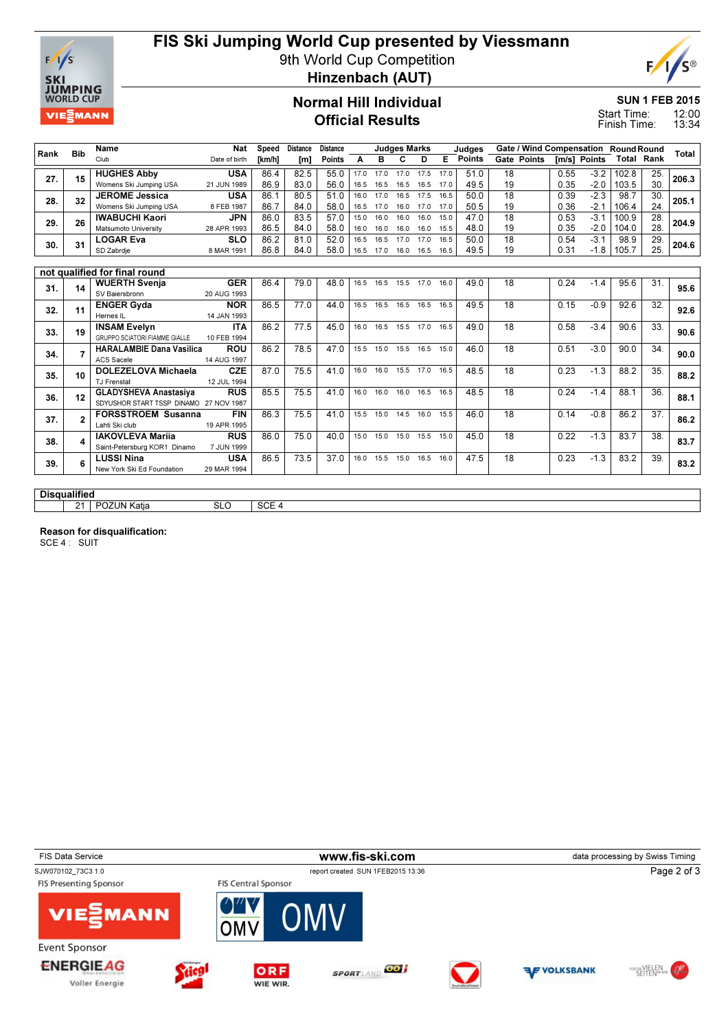# FIS Ski Jumping World Cup presented by Viessmann

9th World Cup Competition

**Hinzenbach (AUT)**

## Normal Hill Individual
## Official Results

**SUN 1 FEB 2015**

Start Time: 12:00
Finish Time: 13:34

| Rank | Bib | Name / Club | Nat / Date of birth | Speed [km/h] | Distance [m] | Distance Points | A | B | C | D | E | Judges Points | Gate | Gate Points | Wind [m/s] | Wind Points | Round Total | Round Rank | Total |
|---|---|---|---|---|---|---|---|---|---|---|---|---|---|---|---|---|---|---|---|
| 27. | 15 | HUGHES Abby / Womens Ski Jumping USA | USA / 21 JUN 1989 | 86.4 | 82.5 | 55.0 | 17.0 | 17.0 | 17.0 | 17.5 | 17.0 | 51.0 | 18 | | 0.55 | -3.2 | 102.8 | 25. | 206.3 |
| | | | | 86.9 | 83.0 | 56.0 | 16.5 | 16.5 | 16.5 | 16.5 | 17.0 | 49.5 | 19 | | 0.35 | -2.0 | 103.5 | 30. | |
| 28. | 32 | JEROME Jessica / Womens Ski Jumping USA | USA / 8 FEB 1987 | 86.1 | 80.5 | 51.0 | 16.0 | 17.0 | 16.5 | 17.5 | 16.5 | 50.0 | 18 | | 0.39 | -2.3 | 98.7 | 30. | 205.1 |
| | | | | 86.7 | 84.0 | 58.0 | 16.5 | 17.0 | 16.0 | 17.0 | 17.0 | 50.5 | 19 | | 0.36 | -2.1 | 106.4 | 24. | |
| 29. | 26 | IWABUCHI Kaori / Matsumoto University | JPN / 28 APR 1993 | 86.0 | 83.5 | 57.0 | 15.0 | 16.0 | 16.0 | 16.0 | 15.0 | 47.0 | 18 | | 0.53 | -3.1 | 100.9 | 28. | 204.9 |
| | | | | 86.5 | 84.0 | 58.0 | 16.0 | 16.0 | 16.0 | 16.0 | 15.5 | 48.0 | 19 | | 0.35 | -2.0 | 104.0 | 28. | |
| 30. | 31 | LOGAR Eva / SD Zabrdje | SLO / 8 MAR 1991 | 86.2 | 81.0 | 52.0 | 16.5 | 16.5 | 17.0 | 17.0 | 16.5 | 50.0 | 18 | | 0.54 | -3.1 | 98.9 | 29. | 204.6 |
| | | | | 86.8 | 84.0 | 58.0 | 16.5 | 17.0 | 16.0 | 16.5 | 16.5 | 49.5 | 19 | | 0.31 | -1.8 | 105.7 | 25. | |

### not qualified for final round

| Rank | Bib | Name / Club | Nat / Date of birth | Speed [km/h] | Distance [m] | Distance Points | A | B | C | D | E | Judges Points | Gate | Gate Points | Wind [m/s] | Wind Points | Round Total | Round Rank | Total |
|---|---|---|---|---|---|---|---|---|---|---|---|---|---|---|---|---|---|---|---|
| 31. | 14 | WUERTH Svenja / SV Baiersbronn | GER / 20 AUG 1993 | 86.4 | 79.0 | 48.0 | 16.5 | 16.5 | 15.5 | 17.0 | 16.0 | 49.0 | 18 | | 0.24 | -1.4 | 95.6 | 31. | 95.6 |
| 32. | 11 | ENGER Gyda / Hernes IL | NOR / 14 JAN 1993 | 86.5 | 77.0 | 44.0 | 16.5 | 16.5 | 16.5 | 16.5 | 16.5 | 49.5 | 18 | | 0.15 | -0.9 | 92.6 | 32. | 92.6 |
| 33. | 19 | INSAM Evelyn / GRUPPO SCIATORI FIAMME GIALLE | ITA / 10 FEB 1994 | 86.2 | 77.5 | 45.0 | 16.0 | 16.5 | 15.5 | 17.0 | 16.5 | 49.0 | 18 | | 0.58 | -3.4 | 90.6 | 33. | 90.6 |
| 34. | 7 | HARALAMBIE Dana Vasilica / ACS Sacele | ROU / 14 AUG 1997 | 86.2 | 78.5 | 47.0 | 15.5 | 15.0 | 15.5 | 16.5 | 15.0 | 46.0 | 18 | | 0.51 | -3.0 | 90.0 | 34. | 90.0 |
| 35. | 10 | DOLEZELOVA Michaela / TJ Frenstat | CZE / 12 JUL 1994 | 87.0 | 75.5 | 41.0 | 16.0 | 16.0 | 15.5 | 17.0 | 16.5 | 48.5 | 18 | | 0.23 | -1.3 | 88.2 | 35. | 88.2 |
| 36. | 12 | GLADYSHEVA Anastasiya / SDYUSHOR START TSSP DINAMO | RUS / 27 NOV 1987 | 85.5 | 75.5 | 41.0 | 16.0 | 16.0 | 16.0 | 16.5 | 16.5 | 48.5 | 18 | | 0.24 | -1.4 | 88.1 | 36. | 88.1 |
| 37. | 2 | FORSSTROEM Susanna / Lahti Ski club | FIN / 19 APR 1995 | 86.3 | 75.5 | 41.0 | 15.5 | 15.0 | 14.5 | 16.0 | 15.5 | 46.0 | 18 | | 0.14 | -0.8 | 86.2 | 37. | 86.2 |
| 38. | 4 | IAKOVLEVA Mariia / Saint-Petersburg KOR1 Dinamo | RUS / 7 JUN 1999 | 86.0 | 75.0 | 40.0 | 15.0 | 15.0 | 15.0 | 15.5 | 15.0 | 45.0 | 18 | | 0.22 | -1.3 | 83.7 | 38. | 83.7 |
| 39. | 6 | LUSSI Nina / New York Ski Ed Foundation | USA / 29 MAR 1994 | 86.5 | 73.5 | 37.0 | 16.0 | 15.5 | 15.0 | 16.5 | 16.0 | 47.5 | 18 | | 0.23 | -1.3 | 83.2 | 39. | 83.2 |

### Disqualified

| Bib | Name | Nat | Reason |
|---|---|---|---|
| 21 | POZUN Katja | SLO | SCE 4 |

**Reason for disqualification:**
SCE 4 : SUIT

FIS Data Service · www.fis-ski.com · data processing by Swiss Timing

SJW070102_73C3 1.0 · report created SUN 1FEB2015 13:36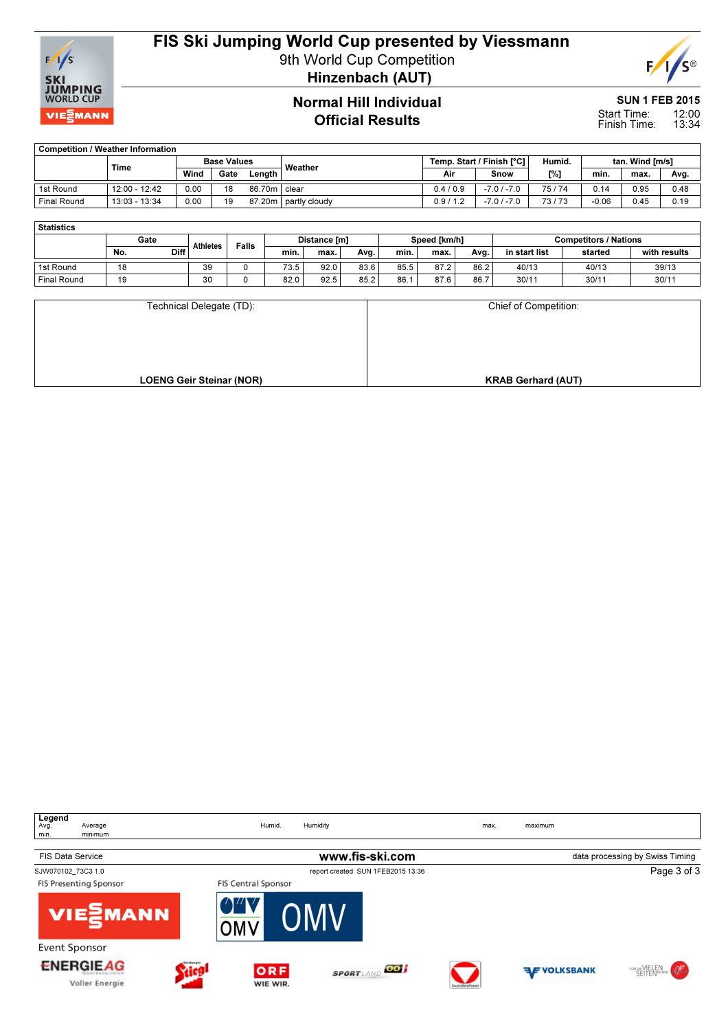# FIS Ski Jumping World Cup presented by Viessmann

9th World Cup Competition

**Hinzenbach (AUT)**

## Normal Hill Individual
## Official Results

**SUN 1 FEB 2015**

Start Time: 12:00
Finish Time: 13:34

**Competition / Weather Information**

| | Time | Base Values | | | Weather | Temp. Start / Finish [°C] | | Humid. | tan. Wind [m/s] | | |
|---|---|---|---|---|---|---|---|---|---|---|---|
| | | Wind | Gate | Length | | Air | Snow | [%] | min. | max. | Avg. |
| 1st Round | 12:00 - 12:42 | 0.00 | 18 | 86.70m | clear | 0.4 / 0.9 | -7.0 / -7.0 | 75 / 74 | 0.14 | 0.95 | 0.48 |
| Final Round | 13:03 - 13:34 | 0.00 | 19 | 87.20m | partly cloudy | 0.9 / 1.2 | -7.0 / -7.0 | 73 / 73 | -0.06 | 0.45 | 0.19 |

**Statistics**

| | Gate | | Athletes | Falls | Distance [m] | | | Speed [km/h] | | | Competitors / Nations | | |
|---|---|---|---|---|---|---|---|---|---|---|---|---|---|
| | No. | Diff | | | min. | max. | Avg. | min. | max. | Avg. | in start list | started | with results |
| 1st Round | 18 | | 39 | 0 | 73.5 | 92.0 | 83.6 | 85.5 | 87.2 | 86.2 | 40/13 | 40/13 | 39/13 |
| Final Round | 19 | | 30 | 0 | 82.0 | 92.5 | 85.2 | 86.1 | 87.6 | 86.7 | 30/11 | 30/11 | 30/11 |

| Technical Delegate (TD): | Chief of Competition: |
|---|---|
| **LOENG Geir Steinar (NOR)** | **KRAB Gerhard (AUT)** |

**Legend**

| | | | | | |
|---|---|---|---|---|---|
| Avg. | Average | Humid. | Humidity | max. | maximum |
| min. | minimum | | | | |

FIS Data Service www.fis-ski.com data processing by Swiss Timing

SJW070102_73C3 1.0 report created SUN 1FEB2015 13:36

FIS Presenting Sponsor FIS Central Sponsor

Event Sponsor